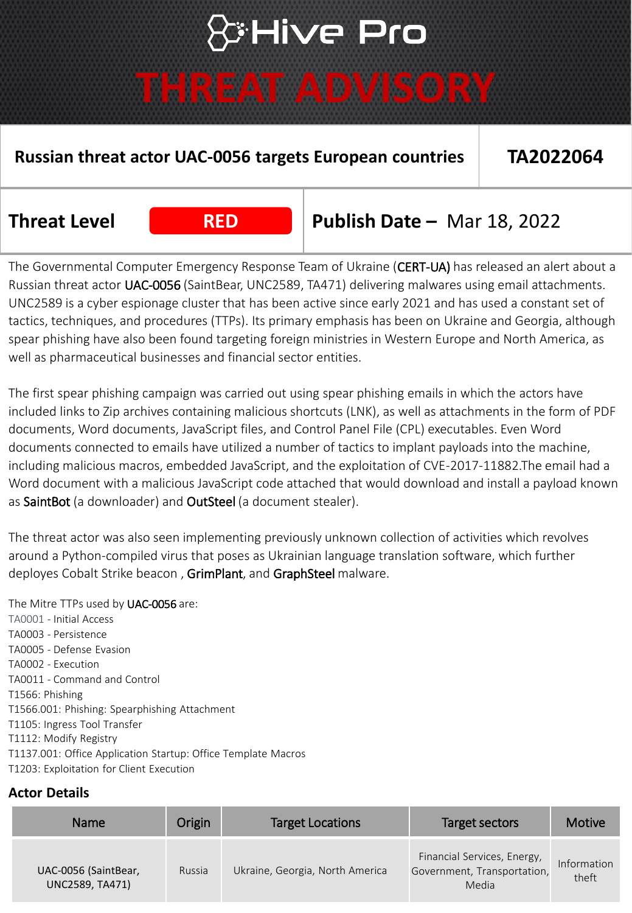# Hive Pro

# THREAT ADVISORY

| Russian threat actor UAC-0056 targets European countries | TA2022064 |
|---|---|

**Threat Level** **RED** | **Publish Date –** Mar 18, 2022

The Governmental Computer Emergency Response Team of Ukraine (CERT-UA) has released an alert about a Russian threat actor UAC-0056 (SaintBear, UNC2589, TA471) delivering malwares using email attachments. UNC2589 is a cyber espionage cluster that has been active since early 2021 and has used a constant set of tactics, techniques, and procedures (TTPs). Its primary emphasis has been on Ukraine and Georgia, although spear phishing have also been found targeting foreign ministries in Western Europe and North America, as well as pharmaceutical businesses and financial sector entities.

The first spear phishing campaign was carried out using spear phishing emails in which the actors have included links to Zip archives containing malicious shortcuts (LNK), as well as attachments in the form of PDF documents, Word documents, JavaScript files, and Control Panel File (CPL) executables. Even Word documents connected to emails have utilized a number of tactics to implant payloads into the machine, including malicious macros, embedded JavaScript, and the exploitation of CVE-2017-11882.The email had a Word document with a malicious JavaScript code attached that would download and install a payload known as SaintBot (a downloader) and OutSteel (a document stealer).

The threat actor was also seen implementing previously unknown collection of activities which revolves around a Python-compiled virus that poses as Ukrainian language translation software, which further deployes Cobalt Strike beacon , GrimPlant, and GraphSteel malware.

The Mitre TTPs used by UAC-0056 are:
TA0001 - Initial Access
TA0003 - Persistence
TA0005 - Defense Evasion
TA0002 - Execution
TA0011 - Command and Control
T1566: Phishing
T1566.001: Phishing: Spearphishing Attachment
T1105: Ingress Tool Transfer
T1112: Modify Registry
T1137.001: Office Application Startup: Office Template Macros
T1203: Exploitation for Client Execution

## Actor Details

| Name | Origin | Target Locations | Target sectors | Motive |
|---|---|---|---|---|
| UAC-0056 (SaintBear, UNC2589, TA471) | Russia | Ukraine, Georgia, North America | Financial Services, Energy, Government, Transportation, Media | Information theft |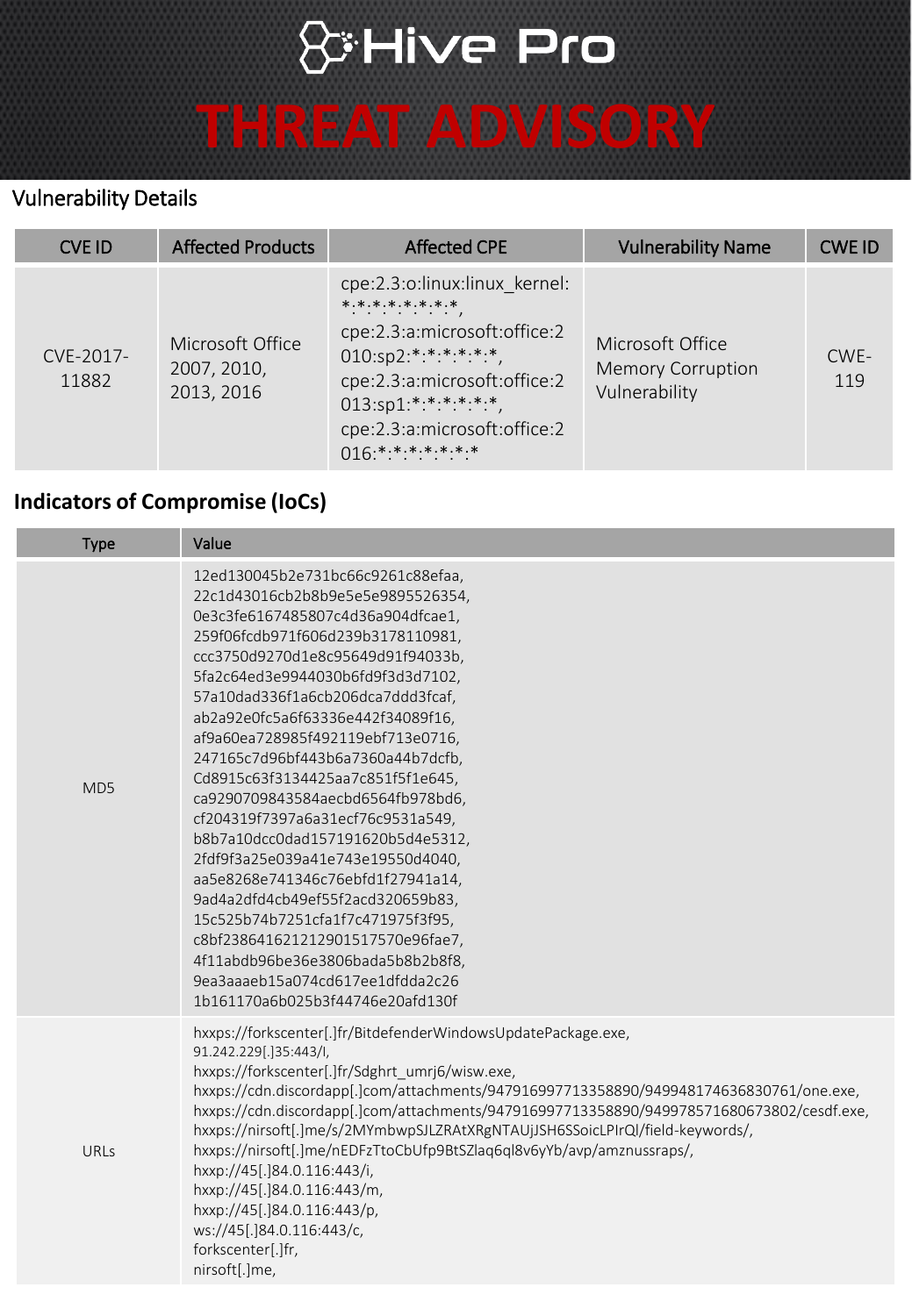## Vulnerability Details

| CVE ID | Affected Products | Affected CPE | Vulnerability Name | CWE ID |
|---|---|---|---|---|
| CVE-2017-11882 | Microsoft Office 2007, 2010, 2013, 2016 | cpe:2.3:o:linux:linux_kernel:*:*:*:*:*:*:*:*, cpe:2.3:a:microsoft:office:2010:sp2:*:*:*:*:*:*, cpe:2.3:a:microsoft:office:2013:sp1:*:*:*:*:*:*, cpe:2.3:a:microsoft:office:2016:*:*:*:*:*:*:* | Microsoft Office Memory Corruption Vulnerability | CWE-119 |

## Indicators of Compromise (IoCs)

| Type | Value |
|---|---|
| MD5 | 12ed130045b2e731bc66c9261c88efaa, 22c1d43016cb2b8b9e5e5e9895526354, 0e3c3fe6167485807c4d36a904dfcae1, 259f06fcdb971f606d239b3178110981, ccc3750d9270d1e8c95649d91f94033b, 5fa2c64ed3e9944030b6fd9f3d3d7102, 57a10dad336f1a6cb206dca7ddd3fcaf, ab2a92e0fc5a6f63336e442f34089f16, af9a60ea728985f492119ebf713e0716, 247165c7d96bf443b6a7360a44b7dcfb, Cd8915c63f3134425aa7c851f5f1e645, ca9290709843584aecbd6564fb978bd6, cf204319f7397a6a31ecf76c9531a549, b8b7a10dcc0dad157191620b5d4e5312, 2fdf9f3a25e039a41e743e19550d4040, aa5e8268e741346c76ebfd1f27941a14, 9ad4a2dfd4cb49ef55f2acd320659b83, 15c525b74b7251cfa1f7c471975f3f95, c8bf238641621212901517570e96fae7, 4f11abdb96be36e3806bada5b8b2b8f8, 9ea3aaaeb15a074cd617ee1dfdda2c26 1b161170a6b025b3f44746e20afd130f |
| URLs | hxxps://forkscenter[.]fr/BitdefenderWindowsUpdatePackage.exe, 91.242.229[.]35:443/I, hxxps://forkscenter[.]fr/Sdghrt_umrj6/wisw.exe, hxxps://cdn.discordapp[.]com/attachments/947916997713358890/949948174636830761/one.exe, hxxps://cdn.discordapp[.]com/attachments/947916997713358890/949978571680673802/cesdf.exe, hxxps://nirsoft[.]me/s/2MYmbwpSJLZRAtXRgNTAUjJSH6SSoicLPIrQl/field-keywords/, hxxps://nirsoft[.]me/nEDFzTtoCbUfp9BtSZlaq6ql8v6yYb/avp/amznussraps/, hxxp://45[.]84.0.116:443/i, hxxp://45[.]84.0.116:443/m, hxxp://45[.]84.0.116:443/p, ws://45[.]84.0.116:443/c, forkscenter[.]fr, nirsoft[.]me, |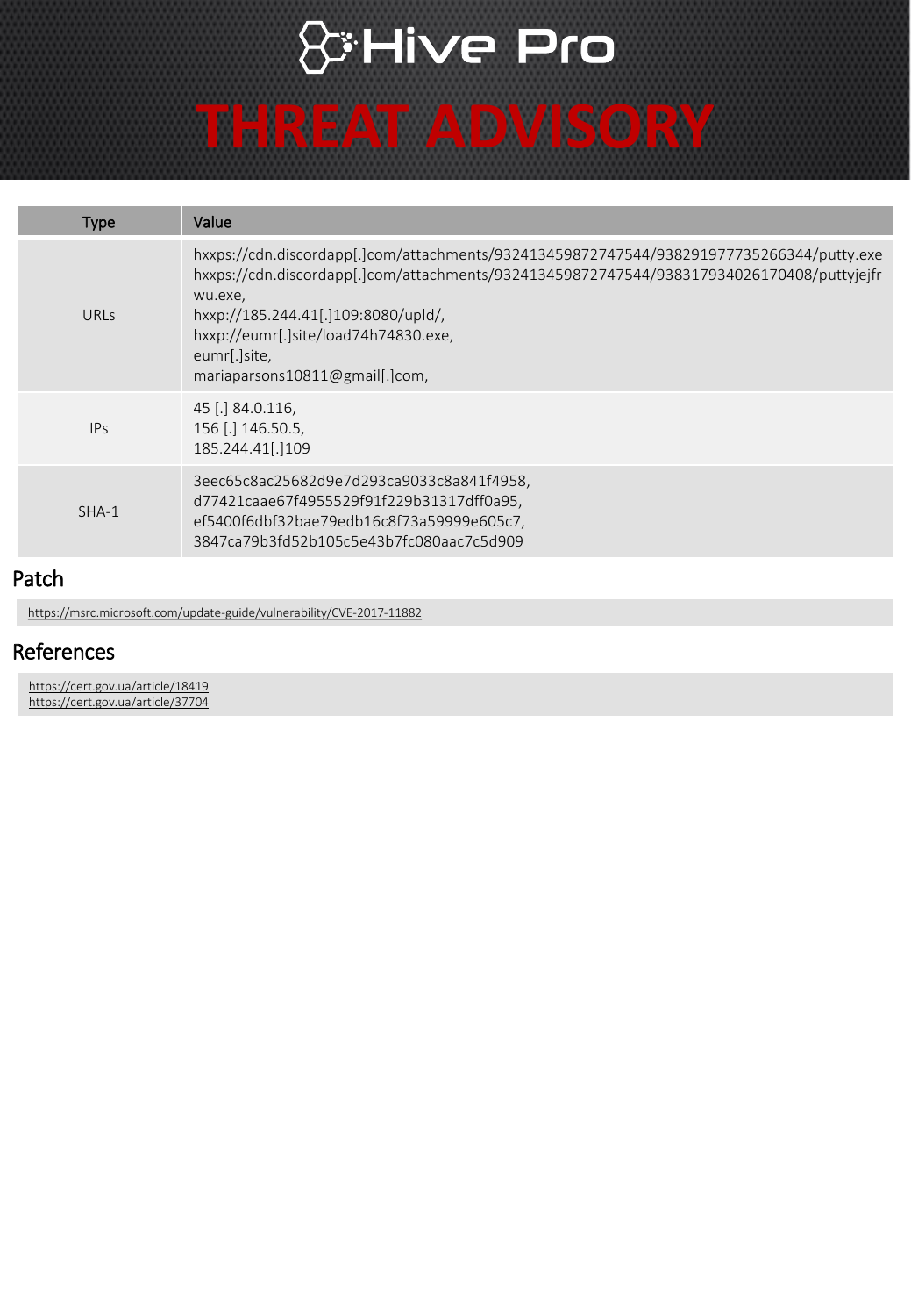| Type | Value |
|---|---|
| URLs | hxxps://cdn.discordapp[.]com/attachments/932413459872747544/938291977735266344/putty.exe hxxps://cdn.discordapp[.]com/attachments/932413459872747544/938317934026170408/puttyjejfrwu.exe, hxxp://185.244.41[.]109:8080/upld/, hxxp://eumr[.]site/load74h74830.exe, eumr[.]site, mariaparsons10811@gmail[.]com, |
| IPs | 45 [.] 84.0.116, 156 [.] 146.50.5, 185.244.41[.]109 |
| SHA-1 | 3eec65c8ac25682d9e7d293ca9033c8a841f4958, d77421caae67f4955529f91f229b31317dff0a95, ef5400f6dbf32bae79edb16c8f73a59999e605c7, 3847ca79b3fd52b105c5e43b7fc080aac7c5d909 |

## Patch

https://msrc.microsoft.com/update-guide/vulnerability/CVE-2017-11882

## References

https://cert.gov.ua/article/18419
https://cert.gov.ua/article/37704